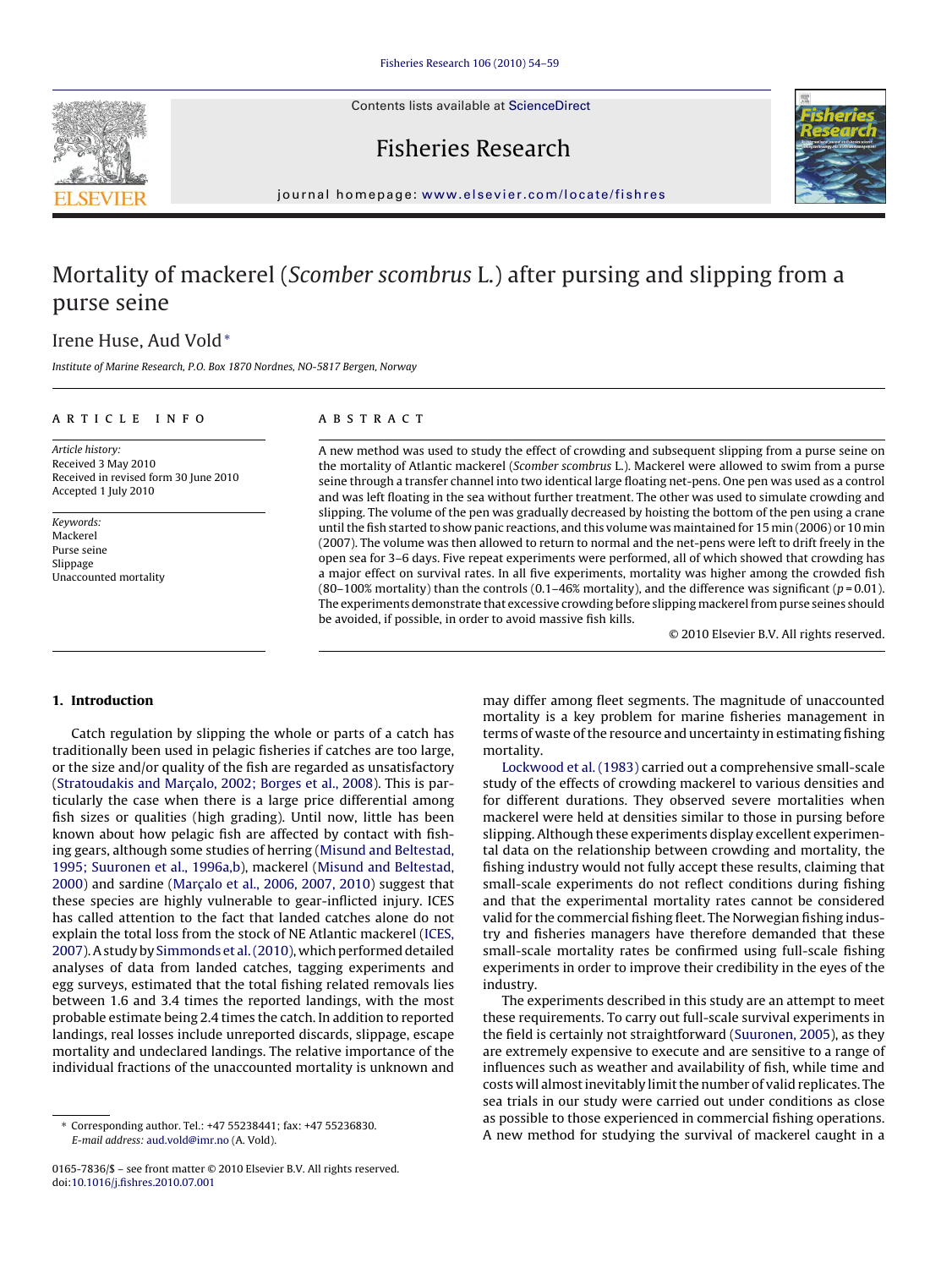# Mortality of mackerel (*Scomber scombrus* L.) after pursing and slipping from a purse seine

Irene Huse, Aud Vold*

*Institute of Marine Research, P.O. Box 1870 Nordnes, NO-5817 Bergen, Norway*

## ARTICLE INFO

*Article history:*
Received 3 May 2010
Received in revised form 30 June 2010
Accepted 1 July 2010

*Keywords:*
Mackerel
Purse seine
Slippage
Unaccounted mortality

## ABSTRACT

A new method was used to study the effect of crowding and subsequent slipping from a purse seine on the mortality of Atlantic mackerel (*Scomber scombrus* L.). Mackerel were allowed to swim from a purse seine through a transfer channel into two identical large floating net-pens. One pen was used as a control and was left floating in the sea without further treatment. The other was used to simulate crowding and slipping. The volume of the pen was gradually decreased by hoisting the bottom of the pen using a crane until the fish started to show panic reactions, and this volume was maintained for 15 min (2006) or 10 min (2007). The volume was then allowed to return to normal and the net-pens were left to drift freely in the open sea for 3–6 days. Five repeat experiments were performed, all of which showed that crowding has a major effect on survival rates. In all five experiments, mortality was higher among the crowded fish (80–100% mortality) than the controls (0.1–46% mortality), and the difference was significant ($p = 0.01$). The experiments demonstrate that excessive crowding before slipping mackerel from purse seines should be avoided, if possible, in order to avoid massive fish kills.

© 2010 Elsevier B.V. All rights reserved.

## 1. Introduction

Catch regulation by slipping the whole or parts of a catch has traditionally been used in pelagic fisheries if catches are too large, or the size and/or quality of the fish are regarded as unsatisfactory (Stratoudakis and Marçalo, 2002; Borges et al., 2008). This is particularly the case when there is a large price differential among fish sizes or qualities (high grading). Until now, little has been known about how pelagic fish are affected by contact with fishing gears, although some studies of herring (Misund and Beltestad, 1995; Suuronen et al., 1996a,b), mackerel (Misund and Beltestad, 2000) and sardine (Marçalo et al., 2006, 2007, 2010) suggest that these species are highly vulnerable to gear-inflicted injury. ICES has called attention to the fact that landed catches alone do not explain the total loss from the stock of NE Atlantic mackerel (ICES, 2007). A study by Simmonds et al. (2010), which performed detailed analyses of data from landed catches, tagging experiments and egg surveys, estimated that the total fishing related removals lies between 1.6 and 3.4 times the reported landings, with the most probable estimate being 2.4 times the catch. In addition to reported landings, real losses include unreported discards, slippage, escape mortality and undeclared landings. The relative importance of the individual fractions of the unaccounted mortality is unknown and may differ among fleet segments. The magnitude of unaccounted mortality is a key problem for marine fisheries management in terms of waste of the resource and uncertainty in estimating fishing mortality.

Lockwood et al. (1983) carried out a comprehensive small-scale study of the effects of crowding mackerel to various densities and for different durations. They observed severe mortalities when mackerel were held at densities similar to those in pursing before slipping. Although these experiments display excellent experimental data on the relationship between crowding and mortality, the fishing industry would not fully accept these results, claiming that small-scale experiments do not reflect conditions during fishing and that the experimental mortality rates cannot be considered valid for the commercial fishing fleet. The Norwegian fishing industry and fisheries managers have therefore demanded that these small-scale mortality rates be confirmed using full-scale fishing experiments in order to improve their credibility in the eyes of the industry.

The experiments described in this study are an attempt to meet these requirements. To carry out full-scale survival experiments in the field is certainly not straightforward (Suuronen, 2005), as they are extremely expensive to execute and are sensitive to a range of influences such as weather and availability of fish, while time and costs will almost inevitably limit the number of valid replicates. The sea trials in our study were carried out under conditions as close as possible to those experienced in commercial fishing operations. A new method for studying the survival of mackerel caught in a

* Corresponding author. Tel.: +47 55238441; fax: +47 55236830.
*E-mail address:* aud.vold@imr.no (A. Vold).

0165-7836/$ – see front matter © 2010 Elsevier B.V. All rights reserved.
doi:10.1016/j.fishres.2010.07.001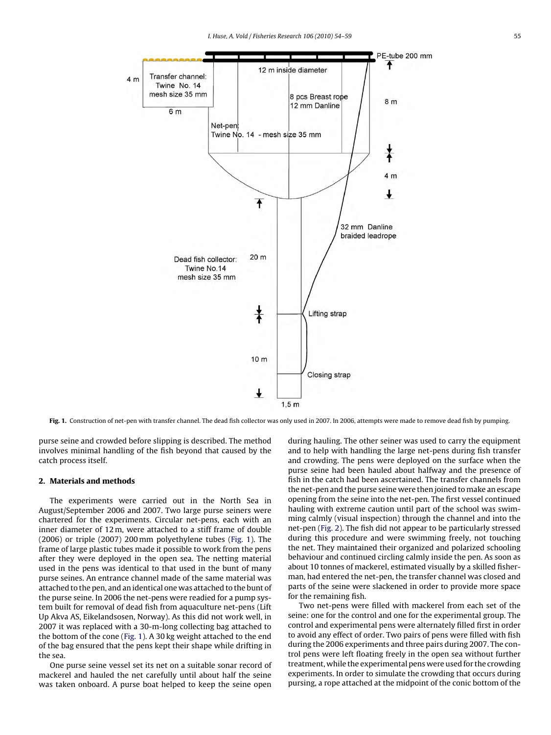**Fig. 1.** Construction of net-pen with transfer channel. The dead fish collector was only used in 2007. In 2006, attempts were made to remove dead fish by pumping.

purse seine and crowded before slipping is described. The method involves minimal handling of the fish beyond that caused by the catch process itself.

## 2. Materials and methods

The experiments were carried out in the North Sea in August/September 2006 and 2007. Two large purse seiners were chartered for the experiments. Circular net-pens, each with an inner diameter of 12 m, were attached to a stiff frame of double (2006) or triple (2007) 200 mm polyethylene tubes (Fig. 1). The frame of large plastic tubes made it possible to work from the pens after they were deployed in the open sea. The netting material used in the pens was identical to that used in the bunt of many purse seines. An entrance channel made of the same material was attached to the pen, and an identical one was attached to the bunt of the purse seine. In 2006 the net-pens were readied for a pump system built for removal of dead fish from aquaculture net-pens (Lift Up Akva AS, Eikelandsosen, Norway). As this did not work well, in 2007 it was replaced with a 30-m-long collecting bag attached to the bottom of the cone (Fig. 1). A 30 kg weight attached to the end of the bag ensured that the pens kept their shape while drifting in the sea.

One purse seine vessel set its net on a suitable sonar record of mackerel and hauled the net carefully until about half the seine was taken onboard. A purse boat helped to keep the seine open during hauling. The other seiner was used to carry the equipment and to help with handling the large net-pens during fish transfer and crowding. The pens were deployed on the surface when the purse seine had been hauled about halfway and the presence of fish in the catch had been ascertained. The transfer channels from the net-pen and the purse seine were then joined to make an escape opening from the seine into the net-pen. The first vessel continued hauling with extreme caution until part of the school was swimming calmly (visual inspection) through the channel and into the net-pen (Fig. 2). The fish did not appear to be particularly stressed during this procedure and were swimming freely, not touching the net. They maintained their organized and polarized schooling behaviour and continued circling calmly inside the pen. As soon as about 10 tonnes of mackerel, estimated visually by a skilled fisherman, had entered the net-pen, the transfer channel was closed and parts of the seine were slackened in order to provide more space for the remaining fish.

Two net-pens were filled with mackerel from each set of the seine: one for the control and one for the experimental group. The control and experimental pens were alternately filled first in order to avoid any effect of order. Two pairs of pens were filled with fish during the 2006 experiments and three pairs during 2007. The control pens were left floating freely in the open sea without further treatment, while the experimental pens were used for the crowding experiments. In order to simulate the crowding that occurs during pursing, a rope attached at the midpoint of the conic bottom of the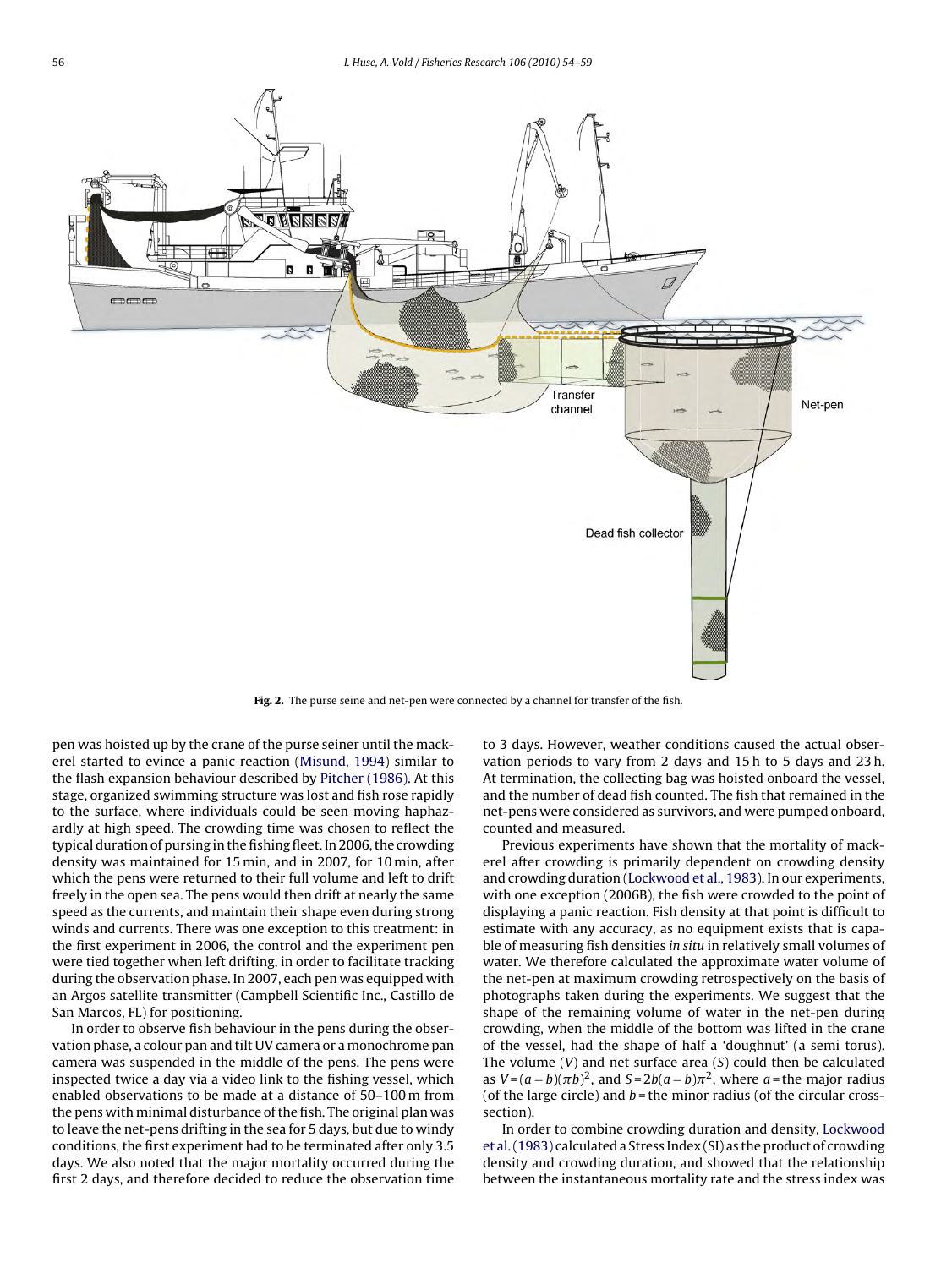**Fig. 2.** The purse seine and net-pen were connected by a channel for transfer of the fish.

pen was hoisted up by the crane of the purse seiner until the mackerel started to evince a panic reaction (Misund, 1994) similar to the flash expansion behaviour described by Pitcher (1986). At this stage, organized swimming structure was lost and fish rose rapidly to the surface, where individuals could be seen moving haphazardly at high speed. The crowding time was chosen to reflect the typical duration of pursing in the fishing fleet. In 2006, the crowding density was maintained for 15 min, and in 2007, for 10 min, after which the pens were returned to their full volume and left to drift freely in the open sea. The pens would then drift at nearly the same speed as the currents, and maintain their shape even during strong winds and currents. There was one exception to this treatment: in the first experiment in 2006, the control and the experiment pen were tied together when left drifting, in order to facilitate tracking during the observation phase. In 2007, each pen was equipped with an Argos satellite transmitter (Campbell Scientific Inc., Castillo de San Marcos, FL) for positioning.

In order to observe fish behaviour in the pens during the observation phase, a colour pan and tilt UV camera or a monochrome pan camera was suspended in the middle of the pens. The pens were inspected twice a day via a video link to the fishing vessel, which enabled observations to be made at a distance of 50–100 m from the pens with minimal disturbance of the fish. The original plan was to leave the net-pens drifting in the sea for 5 days, but due to windy conditions, the first experiment had to be terminated after only 3.5 days. We also noted that the major mortality occurred during the first 2 days, and therefore decided to reduce the observation time to 3 days. However, weather conditions caused the actual observation periods to vary from 2 days and 15 h to 5 days and 23 h. At termination, the collecting bag was hoisted onboard the vessel, and the number of dead fish counted. The fish that remained in the net-pens were considered as survivors, and were pumped onboard, counted and measured.

Previous experiments have shown that the mortality of mackerel after crowding is primarily dependent on crowding density and crowding duration (Lockwood et al., 1983). In our experiments, with one exception (2006B), the fish were crowded to the point of displaying a panic reaction. Fish density at that point is difficult to estimate with any accuracy, as no equipment exists that is capable of measuring fish densities *in situ* in relatively small volumes of water. We therefore calculated the approximate water volume of the net-pen at maximum crowding retrospectively on the basis of photographs taken during the experiments. We suggest that the shape of the remaining volume of water in the net-pen during crowding, when the middle of the bottom was lifted in the crane of the vessel, had the shape of half a 'doughnut' (a semi torus). The volume ($V$) and net surface area ($S$) could then be calculated as $V = (a - b)(\pi b)^2$, and $S = 2b(a - b)\pi^2$, where $a$ = the major radius (of the large circle) and $b$ = the minor radius (of the circular cross-section).

In order to combine crowding duration and density, Lockwood et al. (1983) calculated a Stress Index (SI) as the product of crowding density and crowding duration, and showed that the relationship between the instantaneous mortality rate and the stress index was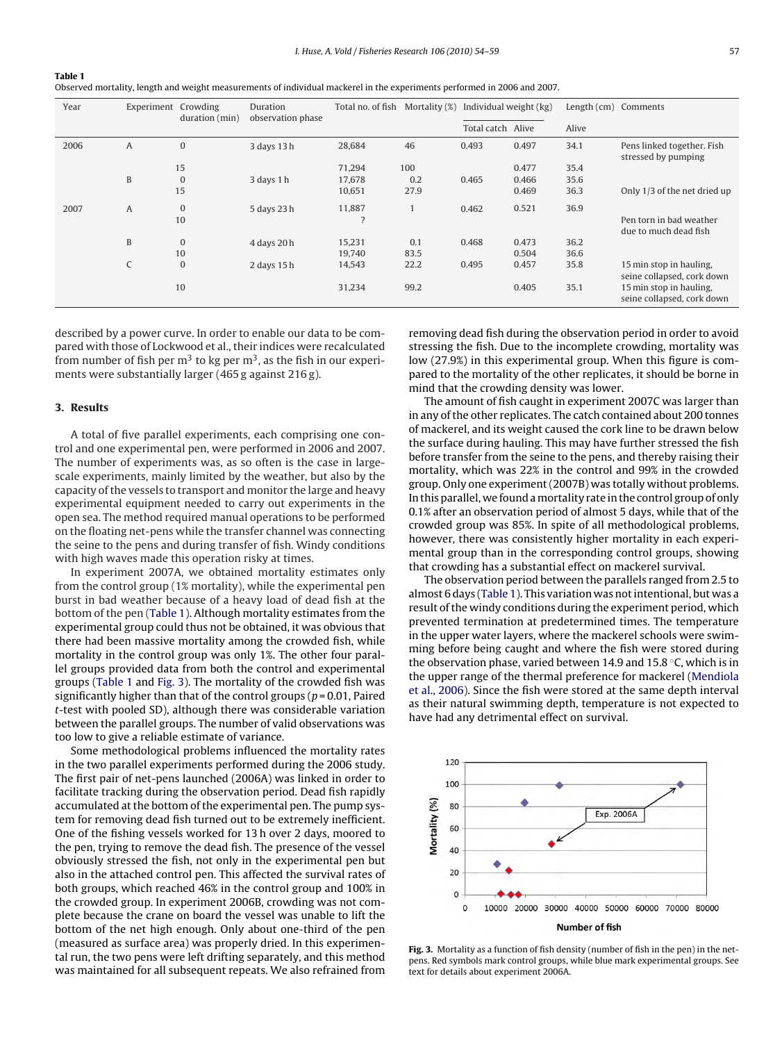**Table 1**
Observed mortality, length and weight measurements of individual mackerel in the experiments performed in 2006 and 2007.

| Year | Experiment | Crowding duration (min) | Duration observation phase | Total no. of fish | Mortality (%) | Individual weight (kg) | | Length (cm) | Comments |
|---|---|---|---|---|---|---|---|---|---|
| | | | | | | Total catch | Alive | Alive | |
| 2006 | A | 0 | 3 days 13 h | 28,684 | 46 | 0.493 | 0.497 | 34.1 | Pens linked together. Fish stressed by pumping |
| | | 15 | | 71,294 | 100 | | 0.477 | 35.4 | |
| | B | 0 | 3 days 1 h | 17,678 | 0.2 | 0.465 | 0.466 | 35.6 | |
| | | 15 | | 10,651 | 27.9 | | 0.469 | 36.3 | Only 1/3 of the net dried up |
| 2007 | A | 0 | 5 days 23 h | 11,887 | 1 | 0.462 | 0.521 | 36.9 | |
| | | 10 | | ? | | | | | Pen torn in bad weather due to much dead fish |
| | B | 0 | 4 days 20 h | 15,231 | 0.1 | 0.468 | 0.473 | 36.2 | |
| | | 10 | | 19,740 | 83.5 | | 0.504 | 36.6 | |
| | C | 0 | 2 days 15 h | 14,543 | 22.2 | 0.495 | 0.457 | 35.8 | 15 min stop in hauling, seine collapsed, cork down |
| | | 10 | | 31,234 | 99.2 | | 0.405 | 35.1 | 15 min stop in hauling, seine collapsed, cork down |

described by a power curve. In order to enable our data to be compared with those of Lockwood et al., their indices were recalculated from number of fish per $m^3$ to kg per $m^3$, as the fish in our experiments were substantially larger (465 g against 216 g).

## 3. Results

A total of five parallel experiments, each comprising one control and one experimental pen, were performed in 2006 and 2007. The number of experiments was, as so often is the case in large-scale experiments, mainly limited by the weather, but also by the capacity of the vessels to transport and monitor the large and heavy experimental equipment needed to carry out experiments in the open sea. The method required manual operations to be performed on the floating net-pens while the transfer channel was connecting the seine to the pens and during transfer of fish. Windy conditions with high waves made this operation risky at times.

In experiment 2007A, we obtained mortality estimates only from the control group (1% mortality), while the experimental pen burst in bad weather because of a heavy load of dead fish at the bottom of the pen (Table 1). Although mortality estimates from the experimental group could thus not be obtained, it was obvious that there had been massive mortality among the crowded fish, while mortality in the control group was only 1%. The other four parallel groups provided data from both the control and experimental groups (Table 1 and Fig. 3). The mortality of the crowded fish was significantly higher than that of the control groups ($p = 0.01$, Paired $t$-test with pooled SD), although there was considerable variation between the parallel groups. The number of valid observations was too low to give a reliable estimate of variance.

Some methodological problems influenced the mortality rates in the two parallel experiments performed during the 2006 study. The first pair of net-pens launched (2006A) was linked in order to facilitate tracking during the observation period. Dead fish rapidly accumulated at the bottom of the experimental pen. The pump system for removing dead fish turned out to be extremely inefficient. One of the fishing vessels worked for 13 h over 2 days, moored to the pen, trying to remove the dead fish. The presence of the vessel obviously stressed the fish, not only in the experimental pen but also in the attached control pen. This affected the survival rates of both groups, which reached 46% in the control group and 100% in the crowded group. In experiment 2006B, crowding was not complete because the crane on board the vessel was unable to lift the bottom of the net high enough. Only about one-third of the pen (measured as surface area) was properly dried. In this experimental run, the two pens were left drifting separately, and this method was maintained for all subsequent repeats. We also refrained from removing dead fish during the observation period in order to avoid stressing the fish. Due to the incomplete crowding, mortality was low (27.9%) in this experimental group. When this figure is compared to the mortality of the other replicates, it should be borne in mind that the crowding density was lower.

The amount of fish caught in experiment 2007C was larger than in any of the other replicates. The catch contained about 200 tonnes of mackerel, and its weight caused the cork line to be drawn below the surface during hauling. This may have further stressed the fish before transfer from the seine to the pens, and thereby raising their mortality, which was 22% in the control and 99% in the crowded group. Only one experiment (2007B) was totally without problems. In this parallel, we found a mortality rate in the control group of only 0.1% after an observation period of almost 5 days, while that of the crowded group was 85%. In spite of all methodological problems, however, there was consistently higher mortality in each experimental group than in the corresponding control groups, showing that crowding has a substantial effect on mackerel survival.

The observation period between the parallels ranged from 2.5 to almost 6 days (Table 1). This variation was not intentional, but was a result of the windy conditions during the experiment period, which prevented termination at predetermined times. The temperature in the upper water layers, where the mackerel schools were swimming before being caught and where the fish were stored during the observation phase, varied between 14.9 and 15.8 °C, which is in the upper range of the thermal preference for mackerel (Mendiola et al., 2006). Since the fish were stored at the same depth interval as their natural swimming depth, temperature is not expected to have had any detrimental effect on survival.

**Fig. 3.** Mortality as a function of fish density (number of fish in the pen) in the net-pens. Red symbols mark control groups, while blue mark experimental groups. See text for details about experiment 2006A.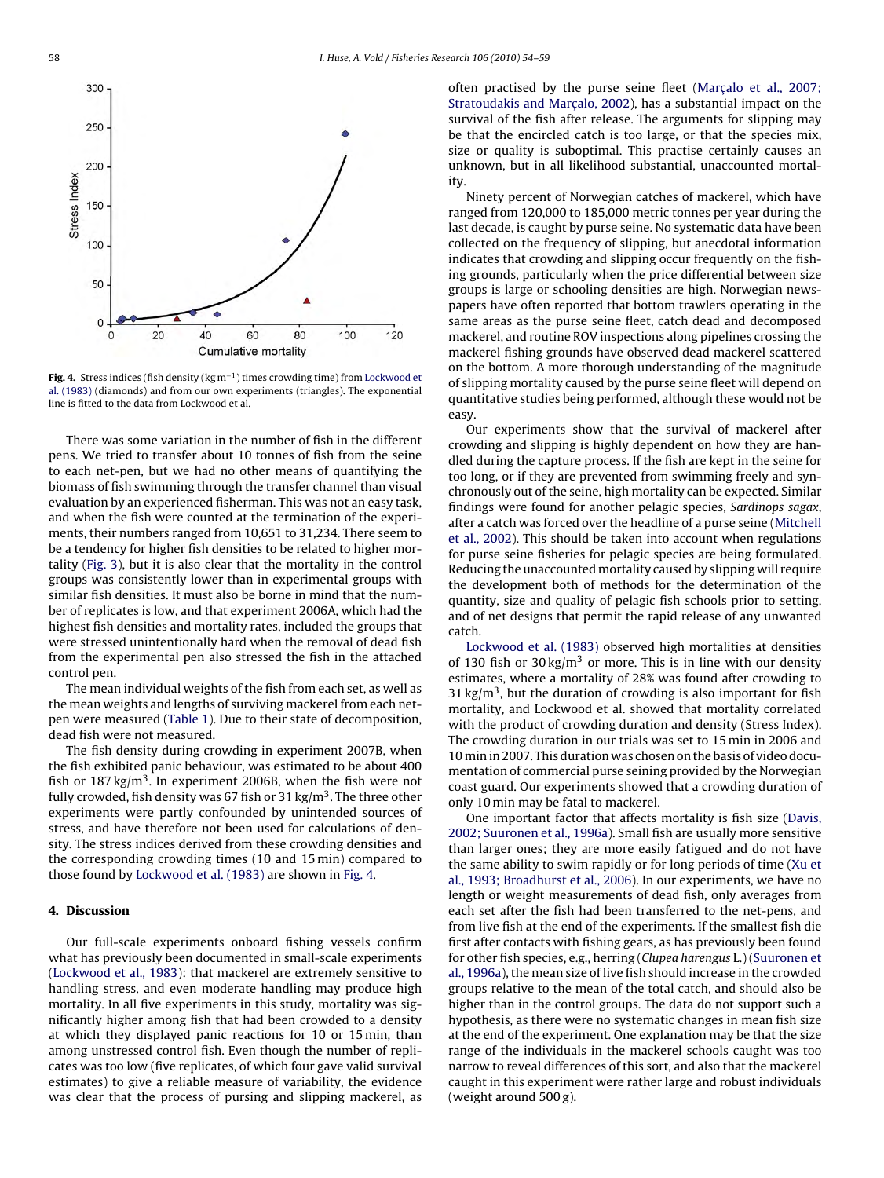Fig. 4. Stress indices (fish density ($kg\,m^{-1}$) times crowding time) from Lockwood et al. (1983) (diamonds) and from our own experiments (triangles). The exponential line is fitted to the data from Lockwood et al.

There was some variation in the number of fish in the different pens. We tried to transfer about 10 tonnes of fish from the seine to each net-pen, but we had no other means of quantifying the biomass of fish swimming through the transfer channel than visual evaluation by an experienced fisherman. This was not an easy task, and when the fish were counted at the termination of the experiments, their numbers ranged from 10,651 to 31,234. There seem to be a tendency for higher fish densities to be related to higher mortality (Fig. 3), but it is also clear that the mortality in the control groups was consistently lower than in experimental groups with similar fish densities. It must also be borne in mind that the number of replicates is low, and that experiment 2006A, which had the highest fish densities and mortality rates, included the groups that were stressed unintentionally hard when the removal of dead fish from the experimental pen also stressed the fish in the attached control pen.

The mean individual weights of the fish from each set, as well as the mean weights and lengths of surviving mackerel from each net-pen were measured (Table 1). Due to their state of decomposition, dead fish were not measured.

The fish density during crowding in experiment 2007B, when the fish exhibited panic behaviour, was estimated to be about 400 fish or 187 $kg/m^3$. In experiment 2006B, when the fish were not fully crowded, fish density was 67 fish or 31 $kg/m^3$. The three other experiments were partly confounded by unintended sources of stress, and have therefore not been used for calculations of density. The stress indices derived from these crowding densities and the corresponding crowding times (10 and 15 min) compared to those found by Lockwood et al. (1983) are shown in Fig. 4.

## 4. Discussion

Our full-scale experiments onboard fishing vessels confirm what has previously been documented in small-scale experiments (Lockwood et al., 1983): that mackerel are extremely sensitive to handling stress, and even moderate handling may produce high mortality. In all five experiments in this study, mortality was significantly higher among fish that had been crowded to a density at which they displayed panic reactions for 10 or 15 min, than among unstressed control fish. Even though the number of replicates was too low (five replicates, of which four gave valid survival estimates) to give a reliable measure of variability, the evidence was clear that the process of pursing and slipping mackerel, as often practised by the purse seine fleet (Marçalo et al., 2007; Stratoudakis and Marçalo, 2002), has a substantial impact on the survival of the fish after release. The arguments for slipping may be that the encircled catch is too large, or that the species mix, size or quality is suboptimal. This practise certainly causes an unknown, but in all likelihood substantial, unaccounted mortality.

Ninety percent of Norwegian catches of mackerel, which have ranged from 120,000 to 185,000 metric tonnes per year during the last decade, is caught by purse seine. No systematic data have been collected on the frequency of slipping, but anecdotal information indicates that crowding and slipping occur frequently on the fishing grounds, particularly when the price differential between size groups is large or schooling densities are high. Norwegian newspapers have often reported that bottom trawlers operating in the same areas as the purse seine fleet, catch dead and decomposed mackerel, and routine ROV inspections along pipelines crossing the mackerel fishing grounds have observed dead mackerel scattered on the bottom. A more thorough understanding of the magnitude of slipping mortality caused by the purse seine fleet will depend on quantitative studies being performed, although these would not be easy.

Our experiments show that the survival of mackerel after crowding and slipping is highly dependent on how they are handled during the capture process. If the fish are kept in the seine for too long, or if they are prevented from swimming freely and synchronously out of the seine, high mortality can be expected. Similar findings were found for another pelagic species, *Sardinops sagax*, after a catch was forced over the headline of a purse seine (Mitchell et al., 2002). This should be taken into account when regulations for purse seine fisheries for pelagic species are being formulated. Reducing the unaccounted mortality caused by slipping will require the development both of methods for the determination of the quantity, size and quality of pelagic fish schools prior to setting, and of net designs that permit the rapid release of any unwanted catch.

Lockwood et al. (1983) observed high mortalities at densities of 130 fish or 30 $kg/m^3$ or more. This is in line with our density estimates, where a mortality of 28% was found after crowding to 31 $kg/m^3$, but the duration of crowding is also important for fish mortality, and Lockwood et al. showed that mortality correlated with the product of crowding duration and density (Stress Index). The crowding duration in our trials was set to 15 min in 2006 and 10 min in 2007. This duration was chosen on the basis of video documentation of commercial purse seining provided by the Norwegian coast guard. Our experiments showed that a crowding duration of only 10 min may be fatal to mackerel.

One important factor that affects mortality is fish size (Davis, 2002; Suuronen et al., 1996a). Small fish are usually more sensitive than larger ones; they are more easily fatigued and do not have the same ability to swim rapidly or for long periods of time (Xu et al., 1993; Broadhurst et al., 2006). In our experiments, we have no length or weight measurements of dead fish, only averages from each set after the fish had been transferred to the net-pens, and from live fish at the end of the experiments. If the smallest fish die first after contacts with fishing gears, as has previously been found for other fish species, e.g., herring (*Clupea harengus* L.) (Suuronen et al., 1996a), the mean size of live fish should increase in the crowded groups relative to the mean of the total catch, and should also be higher than in the control groups. The data do not support such a hypothesis, as there were no systematic changes in mean fish size at the end of the experiment. One explanation may be that the size range of the individuals in the mackerel schools caught was too narrow to reveal differences of this sort, and also that the mackerel caught in this experiment were rather large and robust individuals (weight around 500 g).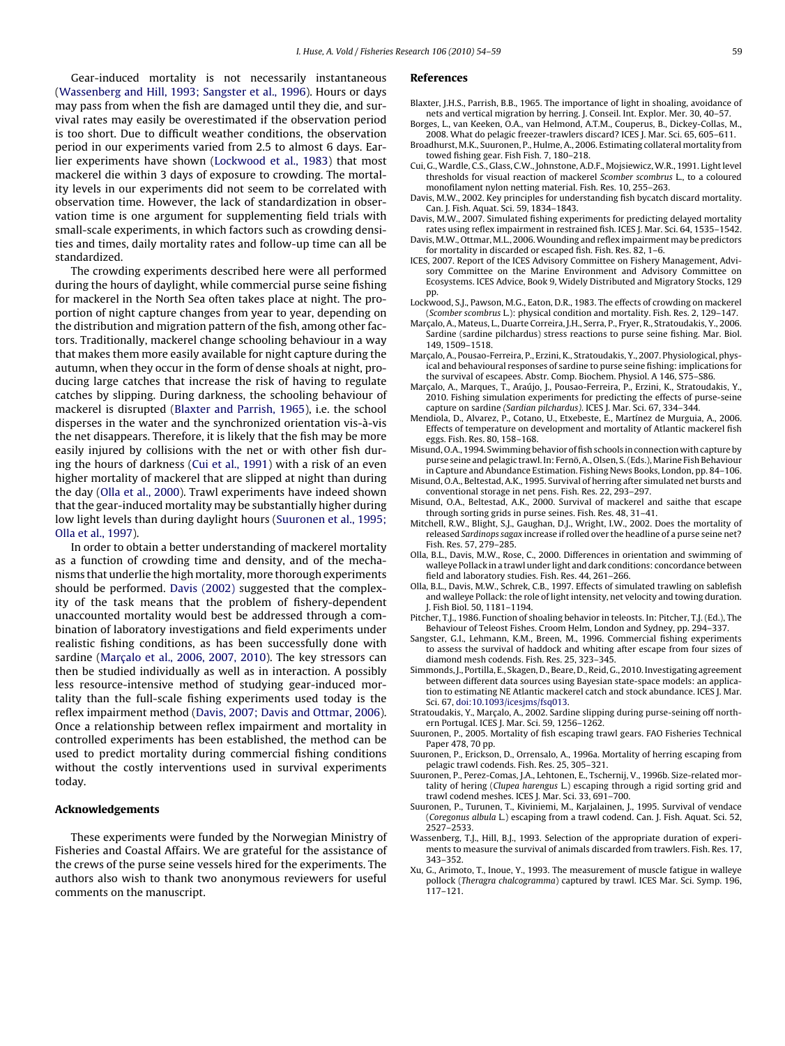Gear-induced mortality is not necessarily instantaneous (Wassenberg and Hill, 1993; Sangster et al., 1996). Hours or days may pass from when the fish are damaged until they die, and survival rates may easily be overestimated if the observation period is too short. Due to difficult weather conditions, the observation period in our experiments varied from 2.5 to almost 6 days. Earlier experiments have shown (Lockwood et al., 1983) that most mackerel die within 3 days of exposure to crowding. The mortality levels in our experiments did not seem to be correlated with observation time. However, the lack of standardization in observation time is one argument for supplementing field trials with small-scale experiments, in which factors such as crowding densities and times, daily mortality rates and follow-up time can all be standardized.

The crowding experiments described here were all performed during the hours of daylight, while commercial purse seine fishing for mackerel in the North Sea often takes place at night. The proportion of night capture changes from year to year, depending on the distribution and migration pattern of the fish, among other factors. Traditionally, mackerel change schooling behaviour in a way that makes them more easily available for night capture during the autumn, when they occur in the form of dense shoals at night, producing large catches that increase the risk of having to regulate catches by slipping. During darkness, the schooling behaviour of mackerel is disrupted (Blaxter and Parrish, 1965), i.e. the school disperses in the water and the synchronized orientation vis-à-vis the net disappears. Therefore, it is likely that the fish may be more easily injured by collisions with the net or with other fish during the hours of darkness (Cui et al., 1991) with a risk of an even higher mortality of mackerel that are slipped at night than during the day (Olla et al., 2000). Trawl experiments have indeed shown that the gear-induced mortality may be substantially higher during low light levels than during daylight hours (Suuronen et al., 1995; Olla et al., 1997).

In order to obtain a better understanding of mackerel mortality as a function of crowding time and density, and of the mechanisms that underlie the high mortality, more thorough experiments should be performed. Davis (2002) suggested that the complexity of the task means that the problem of fishery-dependent unaccounted mortality would best be addressed through a combination of laboratory investigations and field experiments under realistic fishing conditions, as has been successfully done with sardine (Marçalo et al., 2006, 2007, 2010). The key stressors can then be studied individually as well as in interaction. A possibly less resource-intensive method of studying gear-induced mortality than the full-scale fishing experiments used today is the reflex impairment method (Davis, 2007; Davis and Ottmar, 2006). Once a relationship between reflex impairment and mortality in controlled experiments has been established, the method can be used to predict mortality during commercial fishing conditions without the costly interventions used in survival experiments today.

## Acknowledgements

These experiments were funded by the Norwegian Ministry of Fisheries and Coastal Affairs. We are grateful for the assistance of the crews of the purse seine vessels hired for the experiments. The authors also wish to thank two anonymous reviewers for useful comments on the manuscript.

## References

Blaxter, J.H.S., Parrish, B.B., 1965. The importance of light in shoaling, avoidance of nets and vertical migration by herring. J. Conseil. Int. Explor. Mer. 30, 40–57.

Borges, L., van Keeken, O.A., van Helmond, A.T.M., Couperus, B., Dickey-Collas, M., 2008. What do pelagic freezer-trawlers discard? ICES J. Mar. Sci. 65, 605–611.

Broadhurst, M.K., Suuronen, P., Hulme, A., 2006. Estimating collateral mortality from towed fishing gear. Fish Fish. 7, 180–218.

Cui, G., Wardle, C.S., Glass, C.W., Johnstone, A.D.F., Mojsiewicz, W.R., 1991. Light level thresholds for visual reaction of mackerel *Scomber scombrus* L., to a coloured monofilament nylon netting material. Fish. Res. 10, 255–263.

Davis, M.W., 2002. Key principles for understanding fish bycatch discard mortality. Can. J. Fish. Aquat. Sci. 59, 1834–1843.

Davis, M.W., 2007. Simulated fishing experiments for predicting delayed mortality rates using reflex impairment in restrained fish. ICES J. Mar. Sci. 64, 1535–1542.

Davis, M.W., Ottmar, M.L., 2006. Wounding and reflex impairment may be predictors for mortality in discarded or escaped fish. Fish. Res. 82, 1–6.

ICES, 2007. Report of the ICES Advisory Committee on Fishery Management, Advisory Committee on the Marine Environment and Advisory Committee on Ecosystems. ICES Advice, Book 9, Widely Distributed and Migratory Stocks, 129 pp.

Lockwood, S.J., Pawson, M.G., Eaton, D.R., 1983. The effects of crowding on mackerel (*Scomber scombrus* L.): physical condition and mortality. Fish. Res. 2, 129–147.

Marçalo, A., Mateus, L., Duarte Correira, J.H., Serra, P., Fryer, R., Stratoudakis, Y., 2006. Sardine (sardine pilchardus) stress reactions to purse seine fishing. Mar. Biol. 149, 1509–1518.

Marçalo, A., Pousao-Ferreira, P., Erzini, K., Stratoudakis, Y., 2007. Physiological, physical and behavioural responses of sardine to purse seine fishing: implications for the survival of escapees. Abstr. Comp. Biochem. Physiol. A 146, S75–S86.

Marçalo, A., Marques, T., Araújo, J., Pousao-Ferreira, P., Erzini, K., Stratoudakis, Y., 2010. Fishing simulation experiments for predicting the effects of purse-seine capture on sardine *(Sardian pilchardus)*. ICES J. Mar. Sci. 67, 334–344.

Mendiola, D., Alvarez, P., Cotano, U., Etxebeste, E., Martínez de Murguia, A., 2006. Effects of temperature on development and mortality of Atlantic mackerel fish eggs. Fish. Res. 80, 158–168.

Misund, O.A., 1994. Swimming behavior of fish schools in connection with capture by purse seine and pelagic trawl. In: Fernö, A., Olsen, S. (Eds.), Marine Fish Behaviour in Capture and Abundance Estimation. Fishing News Books, London, pp. 84–106.

Misund, O.A., Beltestad, A.K., 1995. Survival of herring after simulated net bursts and conventional storage in net pens. Fish. Res. 22, 293–297.

Misund, O.A., Beltestad, A.K., 2000. Survival of mackerel and saithe that escape through sorting grids in purse seines. Fish. Res. 48, 31–41.

Mitchell, R.W., Blight, S.J., Gaughan, D.J., Wright, I.W., 2002. Does the mortality of released *Sardinops sagax* increase if rolled over the headline of a purse seine net? Fish. Res. 57, 279–285.

Olla, B.L., Davis, M.W., Rose, C., 2000. Differences in orientation and swimming of walleye Pollack in a trawl under light and dark conditions: concordance between field and laboratory studies. Fish. Res. 44, 261–266.

Olla, B.L., Davis, M.W., Schrek, C.B., 1997. Effects of simulated trawling on sablefish and walleye Pollack: the role of light intensity, net velocity and towing duration. J. Fish Biol. 50, 1181–1194.

Pitcher, T.J., 1986. Function of shoaling behavior in teleosts. In: Pitcher, T.J. (Ed.), The Behaviour of Teleost Fishes. Croom Helm, London and Sydney, pp. 294–337.

Sangster, G.I., Lehmann, K.M., Breen, M., 1996. Commercial fishing experiments to assess the survival of haddock and whiting after escape from four sizes of diamond mesh codends. Fish. Res. 25, 323–345.

Simmonds, J., Portilla, E., Skagen, D., Beare, D., Reid, G., 2010. Investigating agreement between different data sources using Bayesian state-space models: an application to estimating NE Atlantic mackerel catch and stock abundance. ICES J. Mar. Sci. 67, doi:10.1093/icesjms/fsq013.

Stratoudakis, Y., Marçalo, A., 2002. Sardine slipping during purse-seining off northern Portugal. ICES J. Mar. Sci. 59, 1256–1262.

Suuronen, P., 2005. Mortality of fish escaping trawl gears. FAO Fisheries Technical Paper 478, 70 pp.

Suuronen, P., Erickson, D., Orrensalo, A., 1996a. Mortality of herring escaping from pelagic trawl codends. Fish. Res. 25, 305–321.

Suuronen, P., Perez-Comas, J.A., Lehtonen, E., Tschernij, V., 1996b. Size-related mortality of hering (*Clupea harengus* L.) escaping through a rigid sorting grid and trawl codend meshes. ICES J. Mar. Sci. 33, 691–700.

Suuronen, P., Turunen, T., Kiviniemi, M., Karjalainen, J., 1995. Survival of vendace (*Coregonus albula* L.) escaping from a trawl codend. Can. J. Fish. Aquat. Sci. 52, 2527–2533.

Wassenberg, T.J., Hill, B.J., 1993. Selection of the appropriate duration of experiments to measure the survival of animals discarded from trawlers. Fish. Res. 17, 343–352.

Xu, G., Arimoto, T., Inoue, Y., 1993. The measurement of muscle fatigue in walleye pollock (*Theragra chalcogramma*) captured by trawl. ICES Mar. Sci. Symp. 196, 117–121.